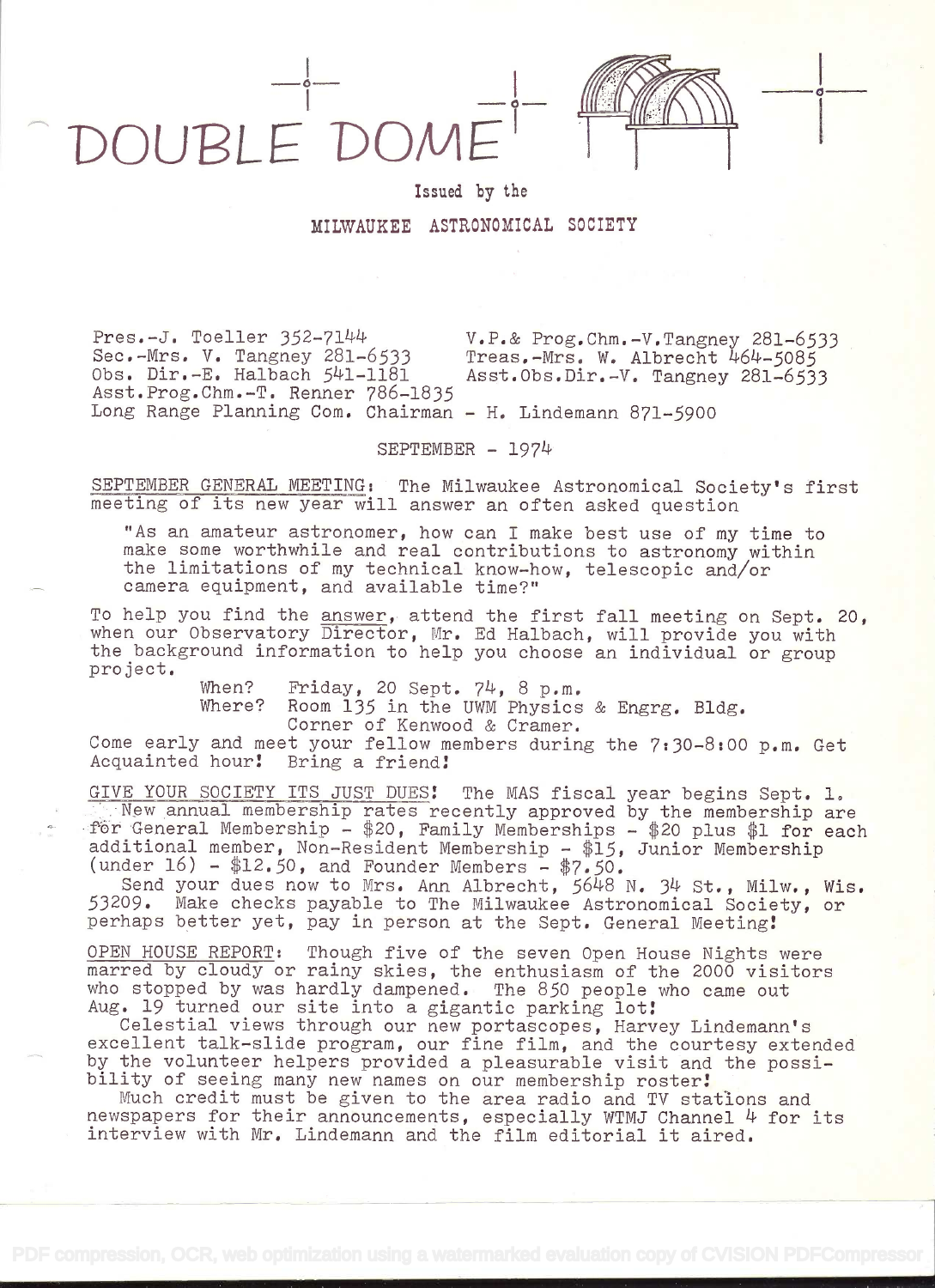# DOUBLE DOME

Issued by the

MILWAUKEE ASTRONOMICAL SOCIETY

Pres.-J. Toeller 352-7144
V.P.& Prog.Chm.-V.Tangney 281-6533
Sec.-Mrs. V. Tangney 281-6533
Treas.-Mrs. W. Albrecht 464-5085
Obs. Dir.-E. Halbach 541-1181
Asst.Obs.Dir.-V. Tangney 281-6533
Asst.Prog.Chm.-T. Renner 786-1835
Long Range Planning Com. Chairman - H. Lindemann 871-5900

SEPTEMBER - 1974

SEPTEMBER GENERAL MEETING: The Milwaukee Astronomical Society's first meeting of its new year will answer an often asked question

"As an amateur astronomer, how can I make best use of my time to make some worthwhile and real contributions to astronomy within the limitations of my technical know-how, telescopic and/or camera equipment, and available time?"

To help you find the answer, attend the first fall meeting on Sept. 20, when our Observatory Director, Mr. Ed Halbach, will provide you with the background information to help you choose an individual or group project.

When? Friday, 20 Sept. 74, 8 p.m.
Where? Room 135 in the UWM Physics & Engrg. Bldg.
Corner of Kenwood & Cramer.

Come early and meet your fellow members during the 7:30-8:00 p.m. Get Acquainted hour! Bring a friend!

GIVE YOUR SOCIETY ITS JUST DUES! The MAS fiscal year begins Sept. 1. New annual membership rates recently approved by the membership are for General Membership - $20, Family Memberships - $20 plus $1 for each additional member, Non-Resident Membership - $15, Junior Membership (under 16) - $12.50, and Founder Members - $7.50.

Send your dues now to Mrs. Ann Albrecht, 5648 N. 34 St., Milw., Wis. 53209. Make checks payable to The Milwaukee Astronomical Society, or perhaps better yet, pay in person at the Sept. General Meeting!

OPEN HOUSE REPORT: Though five of the seven Open House Nights were marred by cloudy or rainy skies, the enthusiasm of the 2000 visitors who stopped by was hardly dampened. The 850 people who came out Aug. 19 turned our site into a gigantic parking lot!

Celestial views through our new portascopes, Harvey Lindemann's excellent talk-slide program, our fine film, and the courtesy extended by the volunteer helpers provided a pleasurable visit and the possibility of seeing many new names on our membership roster!

Much credit must be given to the area radio and TV stations and newspapers for their announcements, especially WTMJ Channel 4 for its interview with Mr. Lindemann and the film editorial it aired.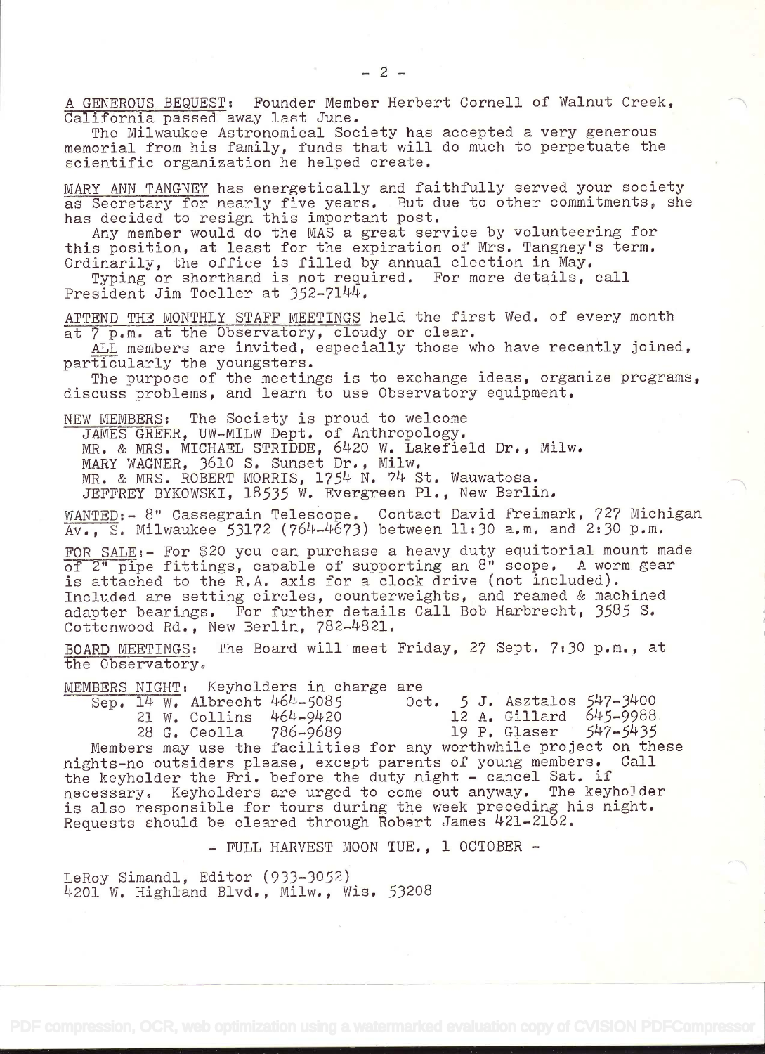A GENEROUS BEQUEST: Founder Member Herbert Cornell of Walnut Creek, California passed away last June.

The Milwaukee Astronomical Society has accepted a very generous memorial from his family, funds that will do much to perpetuate the scientific organization he helped create.

MARY ANN TANGNEY has energetically and faithfully served your society as Secretary for nearly five years. But due to other commitments, she has decided to resign this important post.

Any member would do the MAS a great service by volunteering for this position, at least for the expiration of Mrs. Tangney's term. Ordinarily, the office is filled by annual election in May.

Typing or shorthand is not required. For more details, call President Jim Toeller at 352-7144.

ATTEND THE MONTHLY STAFF MEETINGS held the first Wed. of every month at 7 p.m. at the Observatory, cloudy or clear.

ALL members are invited, especially those who have recently joined, particularly the youngsters.

The purpose of the meetings is to exchange ideas, organize programs, discuss problems, and learn to use Observatory equipment.

NEW MEMBERS: The Society is proud to welcome
JAMES GREER, UW-MILW Dept. of Anthropology.
MR. & MRS. MICHAEL STRIDDE, 6420 W. Lakefield Dr., Milw.
MARY WAGNER, 3610 S. Sunset Dr., Milw.
MR. & MRS. ROBERT MORRIS, 1754 N. 74 St. Wauwatosa.
JEFFREY BYKOWSKI, 18535 W. Evergreen Pl., New Berlin.

WANTED:- 8" Cassegrain Telescope. Contact David Freimark, 727 Michigan Av., S. Milwaukee 53172 (764-4673) between 11:30 a.m. and 2:30 p.m.

FOR SALE:- For $20 you can purchase a heavy duty equitorial mount made of 2" pipe fittings, capable of supporting an 8" scope. A worm gear is attached to the R.A. axis for a clock drive (not included). Included are setting circles, counterweights, and reamed & machined adapter bearings. For further details Call Bob Harbrecht, 3585 S. Cottonwood Rd., New Berlin, 782-4821.

BOARD MEETINGS: The Board will meet Friday, 27 Sept. 7:30 p.m., at the Observatory.

MEMBERS NIGHT: Keyholders in charge are

| | | | | | |
|---|---|---|---|---|---|
| Sep. 14 | W. Albrecht | 464-5085 | Oct. 5 | J. Asztalos | 547-3400 |
| 21 | W. Collins | 464-9420 | 12 | A. Gillard | 645-9988 |
| 28 | G. Ceolla | 786-9689 | 19 | P. Glaser | 547-5435 |

Members may use the facilities for any worthwhile project on these nights-no outsiders please, except parents of young members. Call the keyholder the Fri. before the duty night - cancel Sat. if necessary. Keyholders are urged to come out anyway. The keyholder is also responsible for tours during the week preceding his night. Requests should be cleared through Robert James 421-2162.

- FULL HARVEST MOON TUE., 1 OCTOBER -

LeRoy Simandl, Editor (933-3052)
4201 W. Highland Blvd., Milw., Wis. 53208